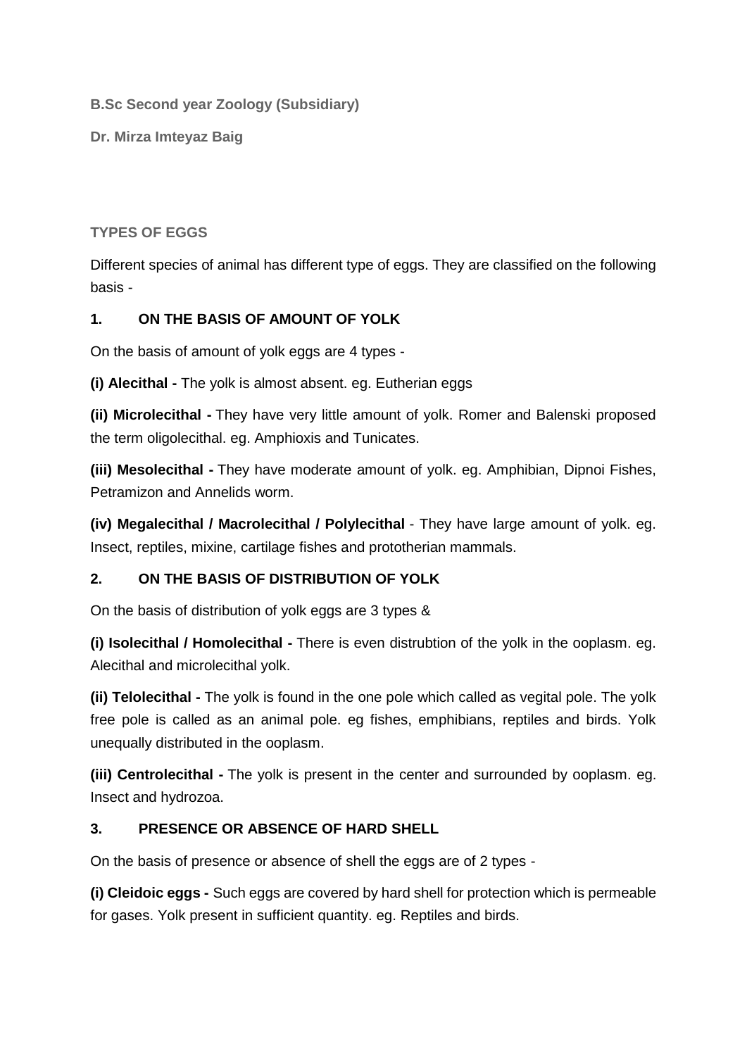**B.Sc Second year Zoology (Subsidiary)**

**Dr. Mirza Imteyaz Baig**

## TYPES OF EGGS

Different species of animal has different type of eggs. They are classified on the following basis -

### 1. ON THE BASIS OF AMOUNT OF YOLK

On the basis of amount of yolk eggs are 4 types -

**(i) Alecithal -** The yolk is almost absent. eg. Eutherian eggs

**(ii) Microlecithal -** They have very little amount of yolk. Romer and Balenski proposed the term oligolecithal. eg. Amphioxis and Tunicates.

**(iii) Mesolecithal -** They have moderate amount of yolk. eg. Amphibian, Dipnoi Fishes, Petramizon and Annelids worm.

**(iv) Megalecithal / Macrolecithal / Polylecithal** - They have large amount of yolk. eg. Insect, reptiles, mixine, cartilage fishes and prototherian mammals.

### 2. ON THE BASIS OF DISTRIBUTION OF YOLK

On the basis of distribution of yolk eggs are 3 types &

**(i) Isolecithal / Homolecithal -** There is even distrubtion of the yolk in the ooplasm. eg. Alecithal and microlecithal yolk.

**(ii) Telolecithal -** The yolk is found in the one pole which called as vegital pole. The yolk free pole is called as an animal pole. eg fishes, emphibians, reptiles and birds. Yolk unequally distributed in the ooplasm.

**(iii) Centrolecithal -** The yolk is present in the center and surrounded by ooplasm. eg. Insect and hydrozoa.

### 3. PRESENCE OR ABSENCE OF HARD SHELL

On the basis of presence or absence of shell the eggs are of 2 types -

**(i) Cleidoic eggs -** Such eggs are covered by hard shell for protection which is permeable for gases. Yolk present in sufficient quantity. eg. Reptiles and birds.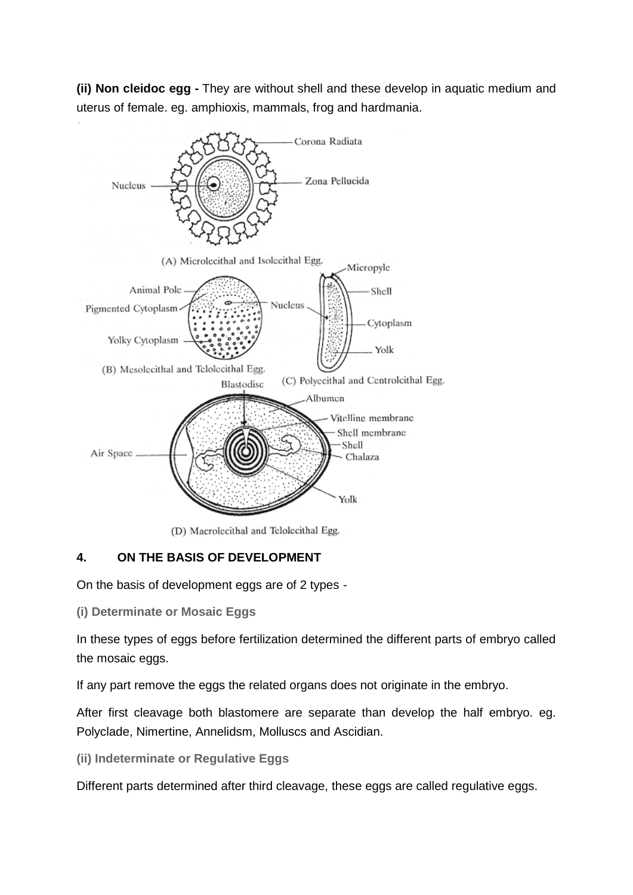**(ii) Non cleidoc egg -** They are without shell and these develop in aquatic medium and uterus of female. eg. amphioxis, mammals, frog and hardmania.

(A) Microlecithal and Isolecithal Egg.

(B) Mesolecithal and Telolecithal Egg.

(C) Polyecithal and Centrolecithal Egg.

(D) Macrolecithal and Telolecithal Egg.

#### 4. ON THE BASIS OF DEVELOPMENT

On the basis of development eggs are of 2 types -

**(i) Determinate or Mosaic Eggs**

In these types of eggs before fertilization determined the different parts of embryo called the mosaic eggs.

If any part remove the eggs the related organs does not originate in the embryo.

After first cleavage both blastomere are separate than develop the half embryo. eg. Polyclade, Nimertine, Annelidsm, Molluscs and Ascidian.

**(ii) Indeterminate or Regulative Eggs**

Different parts determined after third cleavage, these eggs are called regulative eggs.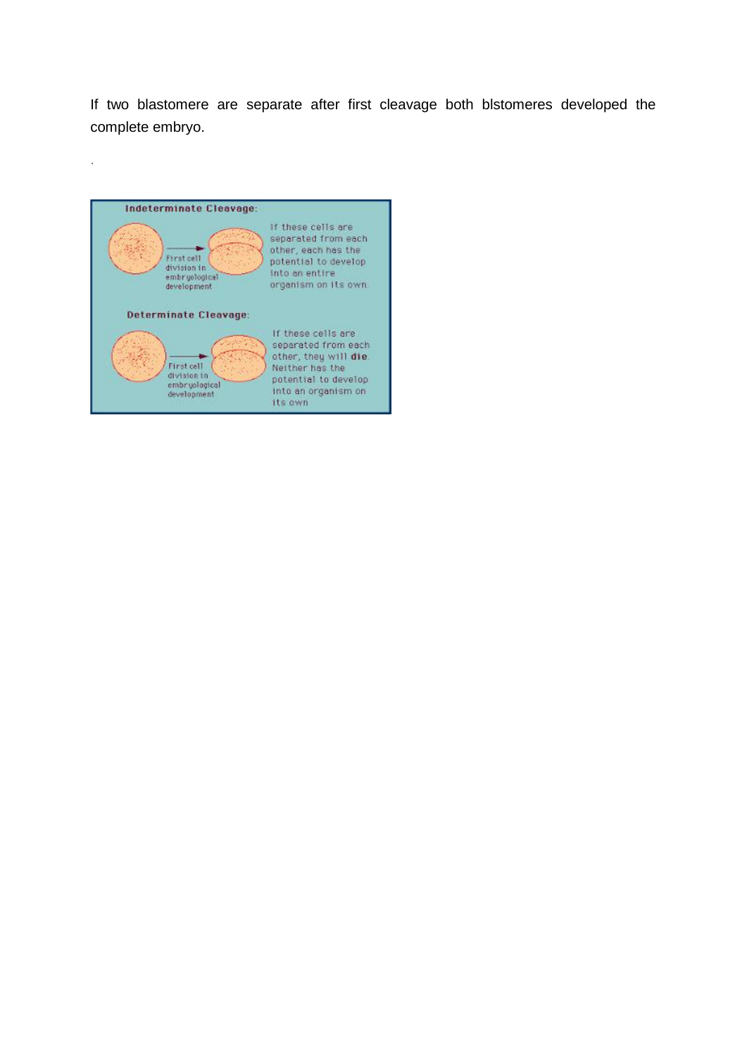If two blastomere are separate after first cleavage both blstomeres developed the complete embryo.

Indeterminate Cleavage:

First cell division in embryological development

If these cells are separated from each other, each has the potential to develop into an entire organism on its own.

Determinate Cleavage:

First cell division in embryological development

If these cells are separated from each other, they will **die**. Neither has the potential to develop into an organism on its own